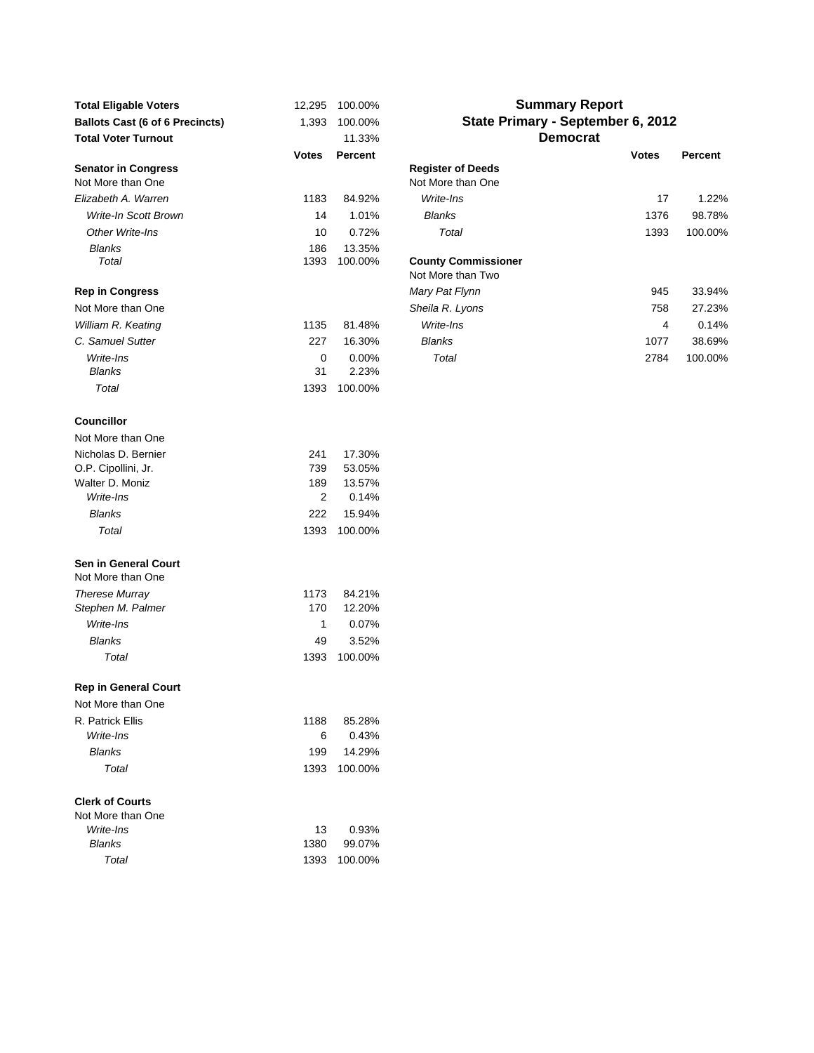# Summary Report
## State Primary - September 6, 2012
### Democrat

| | Votes | Percent |
|---|---|---|
| **Total Eligable Voters** | 12,295 | 100.00% |
| **Ballots Cast (6 of 6 Precincts)** | 1,393 | 100.00% |
| **Total Voter Turnout** | | 11.33% |

| | Votes | Percent |
|---|---|---|
| **Senator in Congress** | | |
| Not More than One | | |
| *Elizabeth A. Warren* | 1183 | 84.92% |
| *Write-In Scott Brown* | 14 | 1.01% |
| *Other Write-Ins* | 10 | 0.72% |
| *Blanks* | 186 | 13.35% |
| *Total* | 1393 | 100.00% |
| **Rep in Congress** | | |
| Not More than One | | |
| *William R. Keating* | 1135 | 81.48% |
| *C. Samuel Sutter* | 227 | 16.30% |
| *Write-Ins* | 0 | 0.00% |
| *Blanks* | 31 | 2.23% |
| *Total* | 1393 | 100.00% |
| **Councillor** | | |
| Not More than One | | |
| Nicholas D. Bernier | 241 | 17.30% |
| O.P. Cipollini, Jr. | 739 | 53.05% |
| Walter D. Moniz | 189 | 13.57% |
| *Write-Ins* | 2 | 0.14% |
| *Blanks* | 222 | 15.94% |
| *Total* | 1393 | 100.00% |
| **Sen in General Court** | | |
| Not More than One | | |
| *Therese Murray* | 1173 | 84.21% |
| *Stephen M. Palmer* | 170 | 12.20% |
| *Write-Ins* | 1 | 0.07% |
| *Blanks* | 49 | 3.52% |
| *Total* | 1393 | 100.00% |
| **Rep in General Court** | | |
| Not More than One | | |
| R. Patrick Ellis | 1188 | 85.28% |
| *Write-Ins* | 6 | 0.43% |
| *Blanks* | 199 | 14.29% |
| *Total* | 1393 | 100.00% |
| **Clerk of Courts** | | |
| Not More than One | | |
| *Write-Ins* | 13 | 0.93% |
| *Blanks* | 1380 | 99.07% |
| *Total* | 1393 | 100.00% |

| | Votes | Percent |
|---|---|---|
| **Register of Deeds** | | |
| Not More than One | | |
| *Write-Ins* | 17 | 1.22% |
| *Blanks* | 1376 | 98.78% |
| *Total* | 1393 | 100.00% |
| **County Commissioner** | | |
| Not More than Two | | |
| *Mary Pat Flynn* | 945 | 33.94% |
| *Sheila R. Lyons* | 758 | 27.23% |
| *Write-Ins* | 4 | 0.14% |
| *Blanks* | 1077 | 38.69% |
| *Total* | 2784 | 100.00% |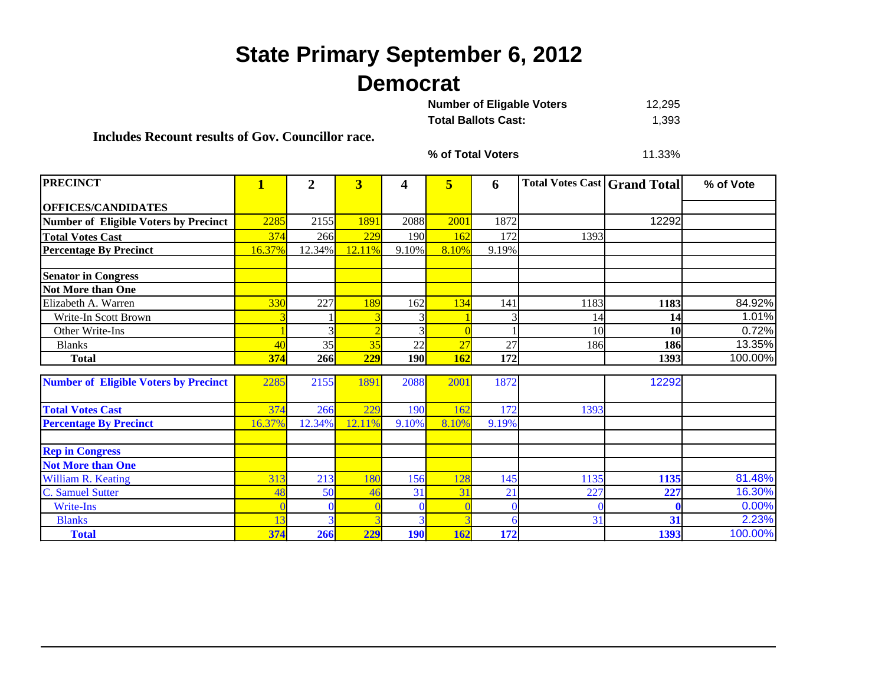# State Primary September 6, 2012

## Democrat

**Number of Eligable Voters** 12,295

**Total Ballots Cast:** 1,393

**Includes Recount results of Gov. Councillor race.**

**% of Total Voters** 11.33%

| PRECINCT | 1 | 2 | 3 | 4 | 5 | 6 | Total Votes Cast | Grand Total | % of Vote |
|---|---|---|---|---|---|---|---|---|---|
| **OFFICES/CANDIDATES** | | | | | | | | | |
| **Number of Eligible Voters by Precinct** | 2285 | 2155 | 1891 | 2088 | 2001 | 1872 | | 12292 | |
| **Total Votes Cast** | 374 | 266 | 229 | 190 | 162 | 172 | 1393 | | |
| **Percentage By Precinct** | 16.37% | 12.34% | 12.11% | 9.10% | 8.10% | 9.19% | | | |
| | | | | | | | | | |
| **Senator in Congress** | | | | | | | | | |
| **Not More than One** | | | | | | | | | |
| Elizabeth A. Warren | 330 | 227 | 189 | 162 | 134 | 141 | 1183 | **1183** | 84.92% |
| Write-In Scott Brown | 3 | 1 | 3 | 3 | 1 | 3 | 14 | **14** | 1.01% |
| Other Write-Ins | 1 | 3 | 2 | 3 | 0 | 1 | 10 | **10** | 0.72% |
| Blanks | 40 | 35 | 35 | 22 | 27 | 27 | 186 | **186** | 13.35% |
| **Total** | **374** | **266** | **229** | **190** | **162** | **172** | | **1393** | 100.00% |

| | 1 | 2 | 3 | 4 | 5 | 6 | Total Votes Cast | Grand Total | % of Vote |
|---|---|---|---|---|---|---|---|---|---|
| **Number of Eligible Voters by Precinct** | 2285 | 2155 | 1891 | 2088 | 2001 | 1872 | | 12292 | |
| **Total Votes Cast** | 374 | 266 | 229 | 190 | 162 | 172 | 1393 | | |
| **Percentage By Precinct** | 16.37% | 12.34% | 12.11% | 9.10% | 8.10% | 9.19% | | | |
| | | | | | | | | | |
| **Rep in Congress** | | | | | | | | | |
| **Not More than One** | | | | | | | | | |
| William R. Keating | 313 | 213 | 180 | 156 | 128 | 145 | 1135 | **1135** | 81.48% |
| C. Samuel Sutter | 48 | 50 | 46 | 31 | 31 | 21 | 227 | **227** | 16.30% |
| Write-Ins | 0 | 0 | 0 | 0 | 0 | 0 | 0 | **0** | 0.00% |
| Blanks | 13 | 3 | 3 | 3 | 3 | 6 | 31 | **31** | 2.23% |
| **Total** | **374** | **266** | **229** | **190** | **162** | **172** | | **1393** | 100.00% |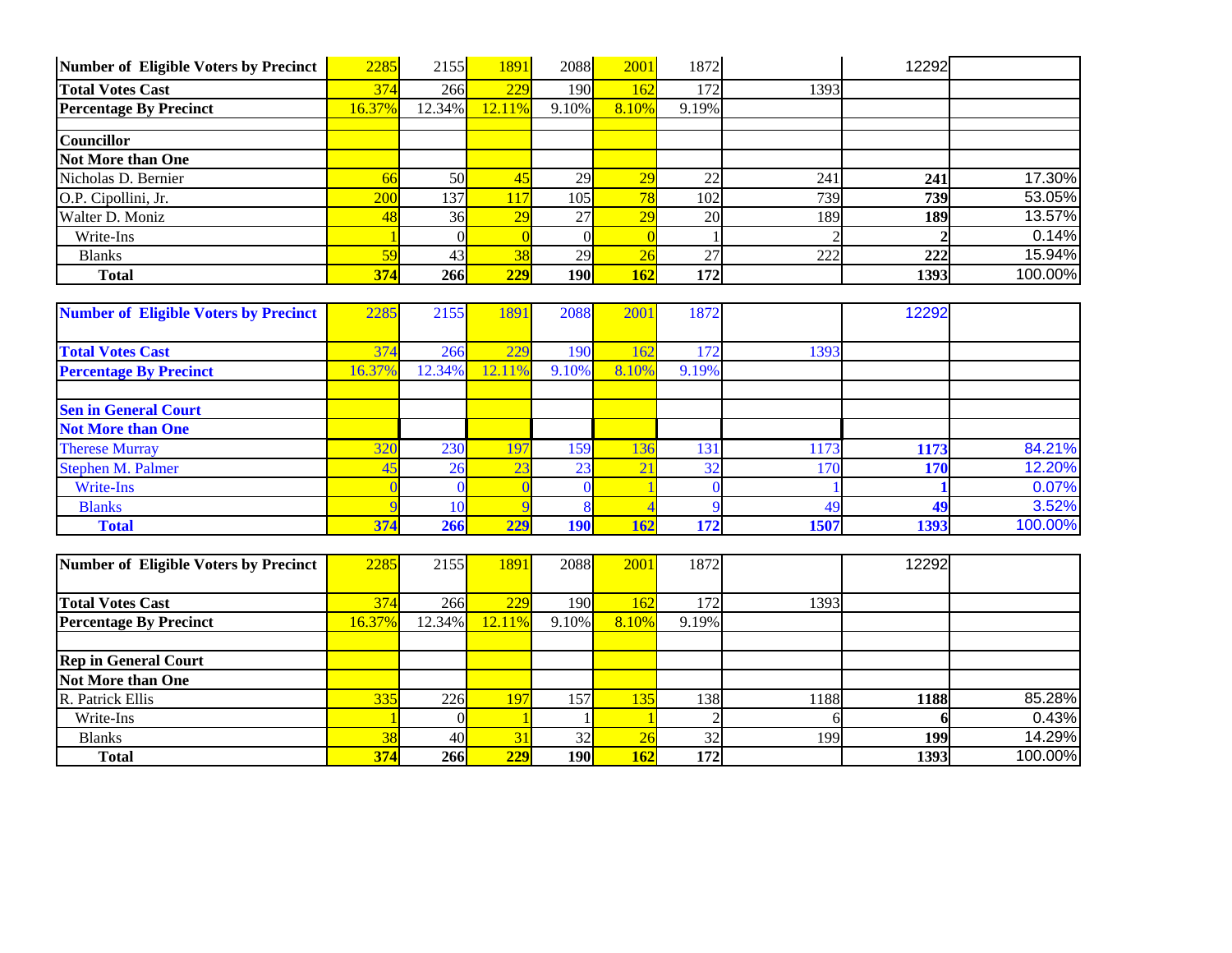| Number of Eligible Voters by Precinct | 2285 | 2155 | 1891 | 2088 | 2001 | 1872 | | 12292 | |
|---|---|---|---|---|---|---|---|---|---|
| **Total Votes Cast** | 374 | 266 | 229 | 190 | 162 | 172 | 1393 | | |
| **Percentage By Precinct** | 16.37% | 12.34% | 12.11% | 9.10% | 8.10% | 9.19% | | | |
| | | | | | | | | | |
| **Councillor** | | | | | | | | | |
| **Not More than One** | | | | | | | | | |
| Nicholas D. Bernier | 66 | 50 | 45 | 29 | 29 | 22 | 241 | **241** | 17.30% |
| O.P. Cipollini, Jr. | 200 | 137 | 117 | 105 | 78 | 102 | 739 | **739** | 53.05% |
| Walter D. Moniz | 48 | 36 | 29 | 27 | 29 | 20 | 189 | **189** | 13.57% |
| Write-Ins | 1 | 0 | 0 | 0 | 0 | 1 | 2 | **2** | 0.14% |
| Blanks | 59 | 43 | 38 | 29 | 26 | 27 | 222 | **222** | 15.94% |
| **Total** | **374** | **266** | **229** | **190** | **162** | **172** | | **1393** | 100.00% |

| Number of Eligible Voters by Precinct | 2285 | 2155 | 1891 | 2088 | 2001 | 1872 | | 12292 | |
|---|---|---|---|---|---|---|---|---|---|
| **Total Votes Cast** | 374 | 266 | 229 | 190 | 162 | 172 | 1393 | | |
| **Percentage By Precinct** | 16.37% | 12.34% | 12.11% | 9.10% | 8.10% | 9.19% | | | |
| | | | | | | | | | |
| **Sen in General Court** | | | | | | | | | |
| **Not More than One** | | | | | | | | | |
| Therese Murray | 320 | 230 | 197 | 159 | 136 | 131 | 1173 | **1173** | 84.21% |
| Stephen M. Palmer | 45 | 26 | 23 | 23 | 21 | 32 | 170 | **170** | 12.20% |
| Write-Ins | 0 | 0 | 0 | 0 | 1 | 0 | 1 | **1** | 0.07% |
| Blanks | 9 | 10 | 9 | 8 | 4 | 9 | 49 | **49** | 3.52% |
| **Total** | **374** | **266** | **229** | **190** | **162** | **172** | **1507** | **1393** | 100.00% |

| Number of Eligible Voters by Precinct | 2285 | 2155 | 1891 | 2088 | 2001 | 1872 | | 12292 | |
|---|---|---|---|---|---|---|---|---|---|
| **Total Votes Cast** | 374 | 266 | 229 | 190 | 162 | 172 | 1393 | | |
| **Percentage By Precinct** | 16.37% | 12.34% | 12.11% | 9.10% | 8.10% | 9.19% | | | |
| | | | | | | | | | |
| **Rep in General Court** | | | | | | | | | |
| **Not More than One** | | | | | | | | | |
| R. Patrick Ellis | 335 | 226 | 197 | 157 | 135 | 138 | 1188 | **1188** | 85.28% |
| Write-Ins | 1 | 0 | 1 | 1 | 1 | 2 | 6 | **6** | 0.43% |
| Blanks | 38 | 40 | 31 | 32 | 26 | 32 | 199 | **199** | 14.29% |
| **Total** | **374** | **266** | **229** | **190** | **162** | **172** | | **1393** | 100.00% |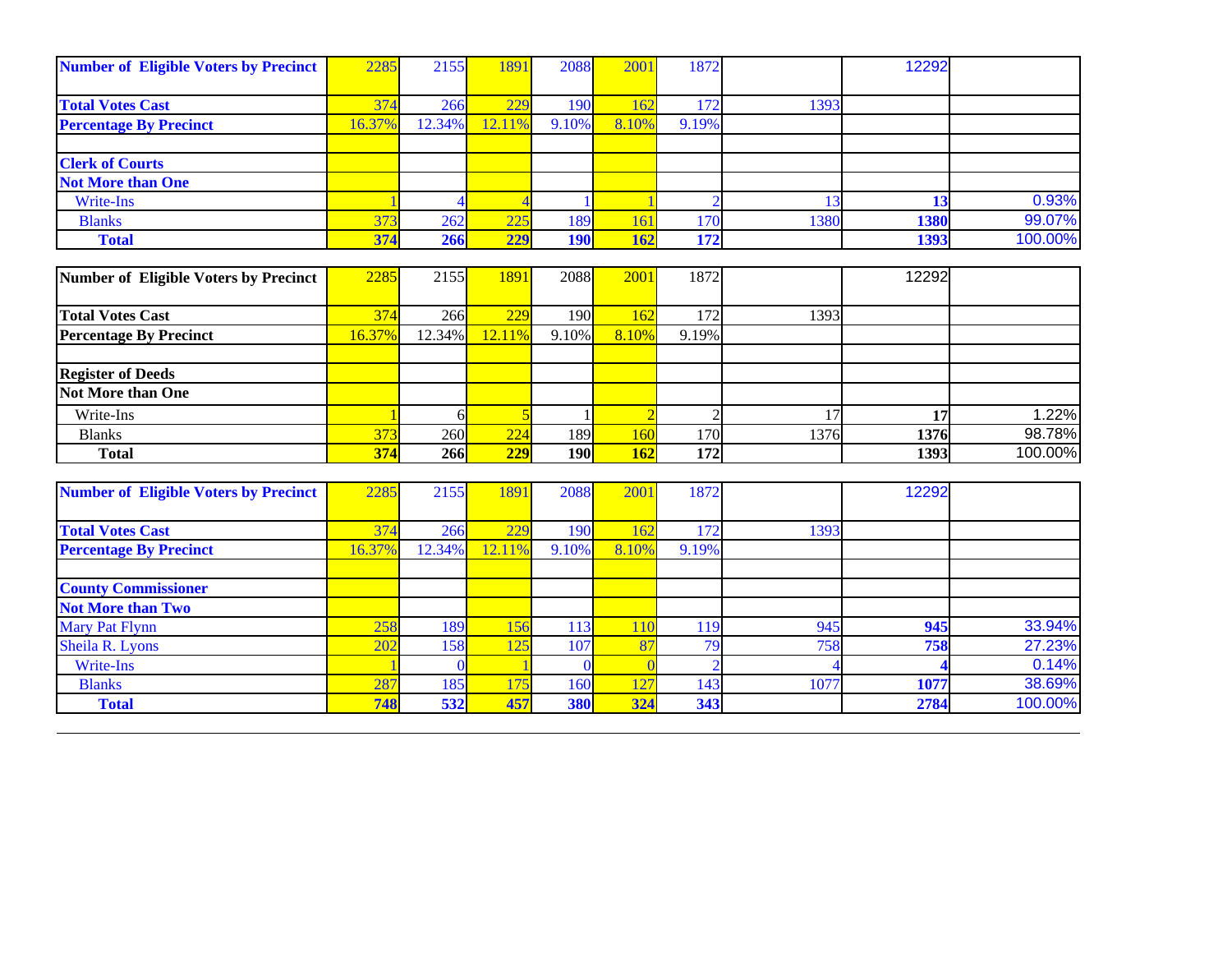| Number of Eligible Voters by Precinct | 2285 | 2155 | 1891 | 2088 | 2001 | 1872 | | 12292 | |
|---|---|---|---|---|---|---|---|---|---|
| Total Votes Cast | 374 | 266 | 229 | 190 | 162 | 172 | 1393 | | |
| Percentage By Precinct | 16.37% | 12.34% | 12.11% | 9.10% | 8.10% | 9.19% | | | |
| | | | | | | | | | |
| **Clerk of Courts** | | | | | | | | | |
| **Not More than One** | | | | | | | | | |
| Write-Ins | 1 | 4 | 4 | 1 | 1 | 2 | 13 | **13** | 0.93% |
| Blanks | 373 | 262 | 225 | 189 | 161 | 170 | 1380 | **1380** | 99.07% |
| **Total** | **374** | **266** | **229** | **190** | **162** | **172** | | **1393** | 100.00% |

| Number of Eligible Voters by Precinct | 2285 | 2155 | 1891 | 2088 | 2001 | 1872 | | 12292 | |
|---|---|---|---|---|---|---|---|---|---|
| Total Votes Cast | 374 | 266 | 229 | 190 | 162 | 172 | 1393 | | |
| Percentage By Precinct | 16.37% | 12.34% | 12.11% | 9.10% | 8.10% | 9.19% | | | |
| | | | | | | | | | |
| **Register of Deeds** | | | | | | | | | |
| **Not More than One** | | | | | | | | | |
| Write-Ins | 1 | 6 | 5 | 1 | 2 | 2 | 17 | **17** | 1.22% |
| Blanks | 373 | 260 | 224 | 189 | 160 | 170 | 1376 | **1376** | 98.78% |
| **Total** | **374** | **266** | **229** | **190** | **162** | **172** | | **1393** | 100.00% |

| Number of Eligible Voters by Precinct | 2285 | 2155 | 1891 | 2088 | 2001 | 1872 | | 12292 | |
|---|---|---|---|---|---|---|---|---|---|
| Total Votes Cast | 374 | 266 | 229 | 190 | 162 | 172 | 1393 | | |
| Percentage By Precinct | 16.37% | 12.34% | 12.11% | 9.10% | 8.10% | 9.19% | | | |
| | | | | | | | | | |
| **County Commissioner** | | | | | | | | | |
| **Not More than Two** | | | | | | | | | |
| Mary Pat Flynn | 258 | 189 | 156 | 113 | 110 | 119 | 945 | **945** | 33.94% |
| Sheila R. Lyons | 202 | 158 | 125 | 107 | 87 | 79 | 758 | **758** | 27.23% |
| Write-Ins | 1 | 0 | 1 | 0 | 0 | 2 | 4 | **4** | 0.14% |
| Blanks | 287 | 185 | 175 | 160 | 127 | 143 | 1077 | **1077** | 38.69% |
| **Total** | **748** | **532** | **457** | **380** | **324** | **343** | | **2784** | 100.00% |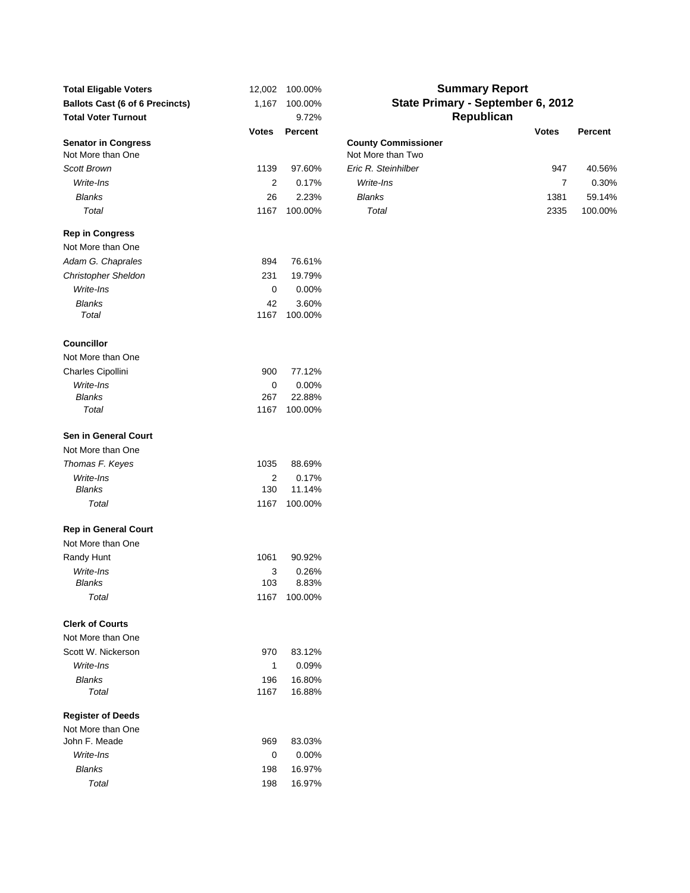# Summary Report
## State Primary - September 6, 2012
## Republican

| | | |
|---|---|---|
| **Total Eligable Voters** | 12,002 | 100.00% |
| **Ballots Cast (6 of 6 Precincts)** | 1,167 | 100.00% |
| **Total Voter Turnout** | | 9.72% |

| | **Votes** | **Percent** |
|---|---|---|
| **Senator in Congress** | | |
| Not More than One | | |
| *Scott Brown* | 1139 | 97.60% |
| *Write-Ins* | 2 | 0.17% |
| *Blanks* | 26 | 2.23% |
| *Total* | 1167 | 100.00% |
| **Rep in Congress** | | |
| Not More than One | | |
| *Adam G. Chaprales* | 894 | 76.61% |
| *Christopher Sheldon* | 231 | 19.79% |
| *Write-Ins* | 0 | 0.00% |
| *Blanks* | 42 | 3.60% |
| *Total* | 1167 | 100.00% |
| **Councillor** | | |
| Not More than One | | |
| Charles Cipollini | 900 | 77.12% |
| *Write-Ins* | 0 | 0.00% |
| *Blanks* | 267 | 22.88% |
| *Total* | 1167 | 100.00% |
| **Sen in General Court** | | |
| Not More than One | | |
| *Thomas F. Keyes* | 1035 | 88.69% |
| *Write-Ins* | 2 | 0.17% |
| *Blanks* | 130 | 11.14% |
| *Total* | 1167 | 100.00% |
| **Rep in General Court** | | |
| Not More than One | | |
| Randy Hunt | 1061 | 90.92% |
| *Write-Ins* | 3 | 0.26% |
| *Blanks* | 103 | 8.83% |
| *Total* | 1167 | 100.00% |
| **Clerk of Courts** | | |
| Not More than One | | |
| Scott W. Nickerson | 970 | 83.12% |
| *Write-Ins* | 1 | 0.09% |
| *Blanks* | 196 | 16.80% |
| *Total* | 1167 | 16.88% |
| **Register of Deeds** | | |
| Not More than One | | |
| John F. Meade | 969 | 83.03% |
| *Write-Ins* | 0 | 0.00% |
| *Blanks* | 198 | 16.97% |
| *Total* | 198 | 16.97% |

| | **Votes** | **Percent** |
|---|---|---|
| **County Commissioner** | | |
| Not More than Two | | |
| *Eric R. Steinhilber* | 947 | 40.56% |
| *Write-Ins* | 7 | 0.30% |
| *Blanks* | 1381 | 59.14% |
| *Total* | 2335 | 100.00% |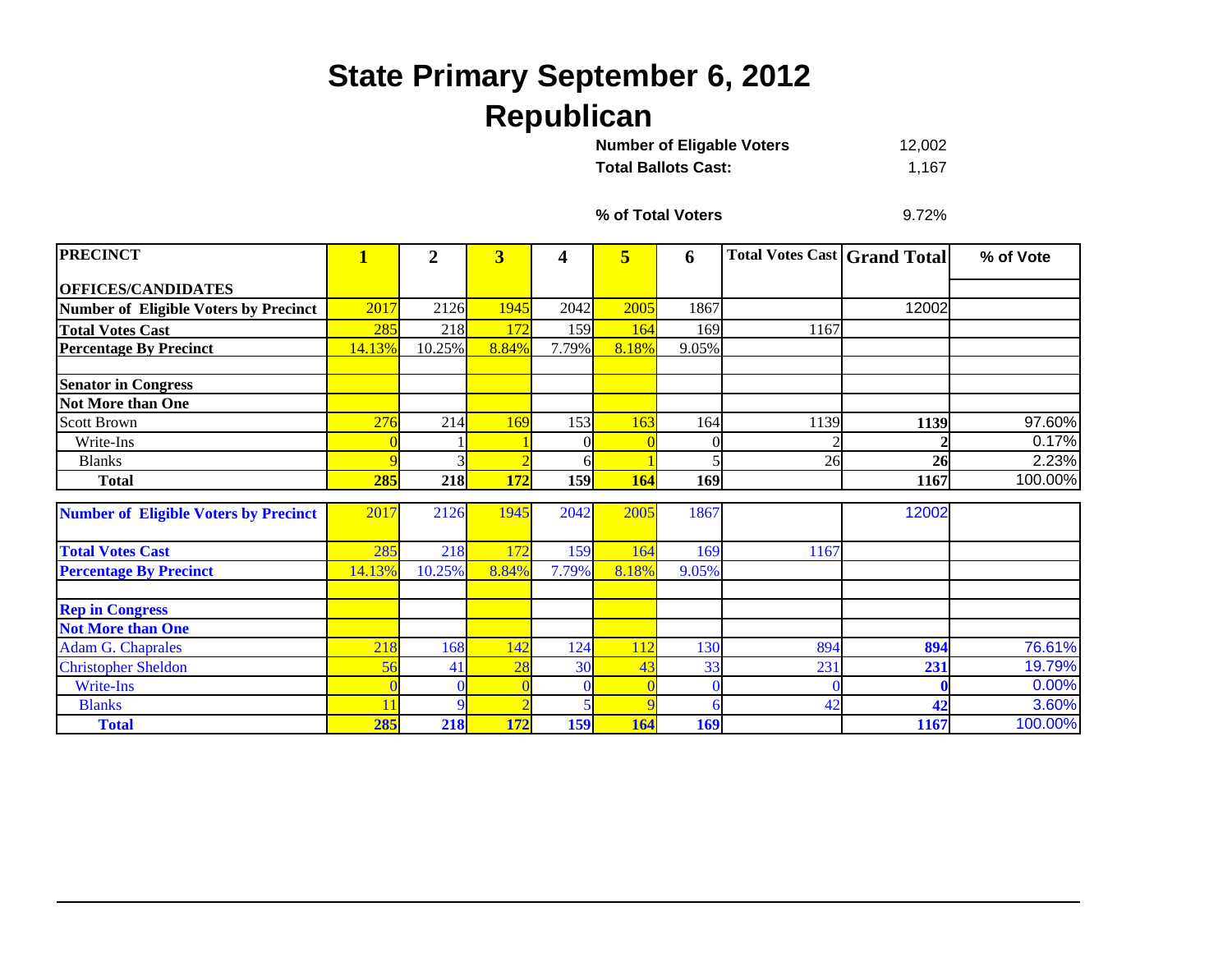# State Primary September 6, 2012
## Republican

**Number of Eligable Voters** 12,002

**Total Ballots Cast:** 1,167

**% of Total Voters** 9.72%

| PRECINCT / OFFICES/CANDIDATES | 1 | 2 | 3 | 4 | 5 | 6 | Total Votes Cast | Grand Total | % of Vote |
|---|---|---|---|---|---|---|---|---|---|
| **Number of Eligible Voters by Precinct** | 2017 | 2126 | 1945 | 2042 | 2005 | 1867 | | 12002 | |
| **Total Votes Cast** | 285 | 218 | 172 | 159 | 164 | 169 | 1167 | | |
| **Percentage By Precinct** | 14.13% | 10.25% | 8.84% | 7.79% | 8.18% | 9.05% | | | |
| | | | | | | | | | |
| **Senator in Congress** | | | | | | | | | |
| **Not More than One** | | | | | | | | | |
| Scott Brown | 276 | 214 | 169 | 153 | 163 | 164 | 1139 | **1139** | 97.60% |
| Write-Ins | 0 | 1 | 1 | 0 | 0 | 0 | 2 | **2** | 0.17% |
| Blanks | 9 | 3 | 2 | 6 | 1 | 5 | 26 | **26** | 2.23% |
| **Total** | **285** | **218** | **172** | **159** | **164** | **169** | | **1167** | 100.00% |

| PRECINCT / OFFICES/CANDIDATES | 1 | 2 | 3 | 4 | 5 | 6 | Total Votes Cast | Grand Total | % of Vote |
|---|---|---|---|---|---|---|---|---|---|
| **Number of Eligible Voters by Precinct** | 2017 | 2126 | 1945 | 2042 | 2005 | 1867 | | 12002 | |
| **Total Votes Cast** | 285 | 218 | 172 | 159 | 164 | 169 | 1167 | | |
| **Percentage By Precinct** | 14.13% | 10.25% | 8.84% | 7.79% | 8.18% | 9.05% | | | |
| | | | | | | | | | |
| **Rep in Congress** | | | | | | | | | |
| **Not More than One** | | | | | | | | | |
| Adam G. Chaprales | 218 | 168 | 142 | 124 | 112 | 130 | 894 | **894** | 76.61% |
| Christopher Sheldon | 56 | 41 | 28 | 30 | 43 | 33 | 231 | **231** | 19.79% |
| Write-Ins | 0 | 0 | 0 | 0 | 0 | 0 | 0 | **0** | 0.00% |
| Blanks | 11 | 9 | 2 | 5 | 9 | 6 | 42 | **42** | 3.60% |
| **Total** | **285** | **218** | **172** | **159** | **164** | **169** | | **1167** | 100.00% |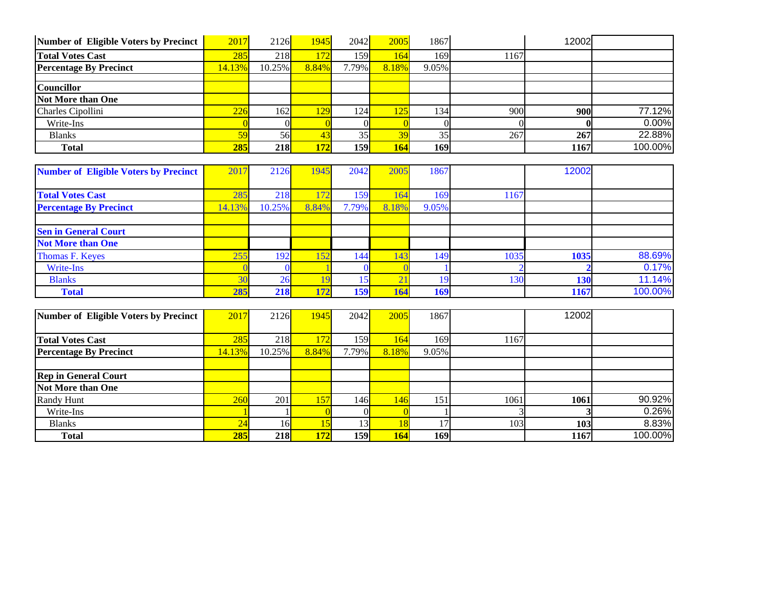| Number of Eligible Voters by Precinct | 2017 | 2126 | 1945 | 2042 | 2005 | 1867 | | 12002 | |
|---|---|---|---|---|---|---|---|---|---|
| **Total Votes Cast** | 285 | 218 | 172 | 159 | 164 | 169 | 1167 | | |
| **Percentage By Precinct** | 14.13% | 10.25% | 8.84% | 7.79% | 8.18% | 9.05% | | | |
| | | | | | | | | | |
| **Councillor** | | | | | | | | | |
| **Not More than One** | | | | | | | | | |
| Charles Cipollini | 226 | 162 | 129 | 124 | 125 | 134 | 900 | **900** | 77.12% |
| Write-Ins | 0 | 0 | 0 | 0 | 0 | 0 | 0 | **0** | 0.00% |
| Blanks | 59 | 56 | 43 | 35 | 39 | 35 | 267 | **267** | 22.88% |
| **Total** | **285** | **218** | **172** | **159** | **164** | **169** | | **1167** | 100.00% |

| Number of Eligible Voters by Precinct | 2017 | 2126 | 1945 | 2042 | 2005 | 1867 | | 12002 | |
|---|---|---|---|---|---|---|---|---|---|
| **Total Votes Cast** | 285 | 218 | 172 | 159 | 164 | 169 | 1167 | | |
| **Percentage By Precinct** | 14.13% | 10.25% | 8.84% | 7.79% | 8.18% | 9.05% | | | |
| | | | | | | | | | |
| **Sen in General Court** | | | | | | | | | |
| **Not More than One** | | | | | | | | | |
| Thomas F. Keyes | 255 | 192 | 152 | 144 | 143 | 149 | 1035 | **1035** | 88.69% |
| Write-Ins | 0 | 0 | 1 | 0 | 0 | 1 | 2 | **2** | 0.17% |
| Blanks | 30 | 26 | 19 | 15 | 21 | 19 | 130 | **130** | 11.14% |
| **Total** | **285** | **218** | **172** | **159** | **164** | **169** | | **1167** | 100.00% |

| Number of Eligible Voters by Precinct | 2017 | 2126 | 1945 | 2042 | 2005 | 1867 | | 12002 | |
|---|---|---|---|---|---|---|---|---|---|
| **Total Votes Cast** | 285 | 218 | 172 | 159 | 164 | 169 | 1167 | | |
| **Percentage By Precinct** | 14.13% | 10.25% | 8.84% | 7.79% | 8.18% | 9.05% | | | |
| | | | | | | | | | |
| **Rep in General Court** | | | | | | | | | |
| **Not More than One** | | | | | | | | | |
| Randy Hunt | 260 | 201 | 157 | 146 | 146 | 151 | 1061 | **1061** | 90.92% |
| Write-Ins | 1 | 1 | 0 | 0 | 0 | 1 | 3 | **3** | 0.26% |
| Blanks | 24 | 16 | 15 | 13 | 18 | 17 | 103 | **103** | 8.83% |
| **Total** | **285** | **218** | **172** | **159** | **164** | **169** | | **1167** | 100.00% |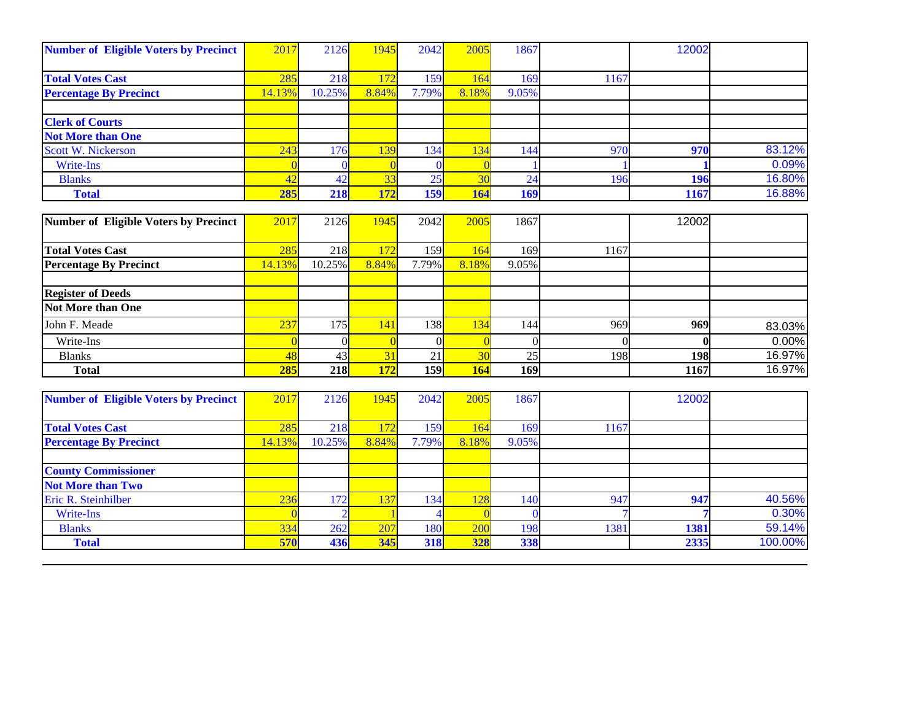| Number of Eligible Voters by Precinct | 2017 | 2126 | 1945 | 2042 | 2005 | 1867 | | 12002 | |
|---|---|---|---|---|---|---|---|---|---|
| Total Votes Cast | 285 | 218 | 172 | 159 | 164 | 169 | 1167 | | |
| Percentage By Precinct | 14.13% | 10.25% | 8.84% | 7.79% | 8.18% | 9.05% | | | |
| | | | | | | | | | |
| Clerk of Courts | | | | | | | | | |
| Not More than One | | | | | | | | | |
| Scott W. Nickerson | 243 | 176 | 139 | 134 | 134 | 144 | 970 | **970** | 83.12% |
| Write-Ins | 0 | 0 | 0 | 0 | 0 | 1 | 1 | **1** | 0.09% |
| Blanks | 42 | 42 | 33 | 25 | 30 | 24 | 196 | **196** | 16.80% |
| **Total** | **285** | **218** | **172** | **159** | **164** | **169** | | **1167** | 16.88% |

| Number of Eligible Voters by Precinct | 2017 | 2126 | 1945 | 2042 | 2005 | 1867 | | 12002 | |
|---|---|---|---|---|---|---|---|---|---|
| Total Votes Cast | 285 | 218 | 172 | 159 | 164 | 169 | 1167 | | |
| Percentage By Precinct | 14.13% | 10.25% | 8.84% | 7.79% | 8.18% | 9.05% | | | |
| | | | | | | | | | |
| Register of Deeds | | | | | | | | | |
| Not More than One | | | | | | | | | |
| John F. Meade | 237 | 175 | 141 | 138 | 134 | 144 | 969 | **969** | 83.03% |
| Write-Ins | 0 | 0 | 0 | 0 | 0 | 0 | 0 | **0** | 0.00% |
| Blanks | 48 | 43 | 31 | 21 | 30 | 25 | 198 | **198** | 16.97% |
| **Total** | **285** | **218** | **172** | **159** | **164** | **169** | | **1167** | 16.97% |

| Number of Eligible Voters by Precinct | 2017 | 2126 | 1945 | 2042 | 2005 | 1867 | | 12002 | |
|---|---|---|---|---|---|---|---|---|---|
| Total Votes Cast | 285 | 218 | 172 | 159 | 164 | 169 | 1167 | | |
| Percentage By Precinct | 14.13% | 10.25% | 8.84% | 7.79% | 8.18% | 9.05% | | | |
| | | | | | | | | | |
| County Commissioner | | | | | | | | | |
| Not More than Two | | | | | | | | | |
| Eric R. Steinhilber | 236 | 172 | 137 | 134 | 128 | 140 | 947 | **947** | 40.56% |
| Write-Ins | 0 | 2 | 1 | 4 | 0 | 0 | 7 | **7** | 0.30% |
| Blanks | 334 | 262 | 207 | 180 | 200 | 198 | 1381 | **1381** | 59.14% |
| **Total** | **570** | **436** | **345** | **318** | **328** | **338** | | **2335** | 100.00% |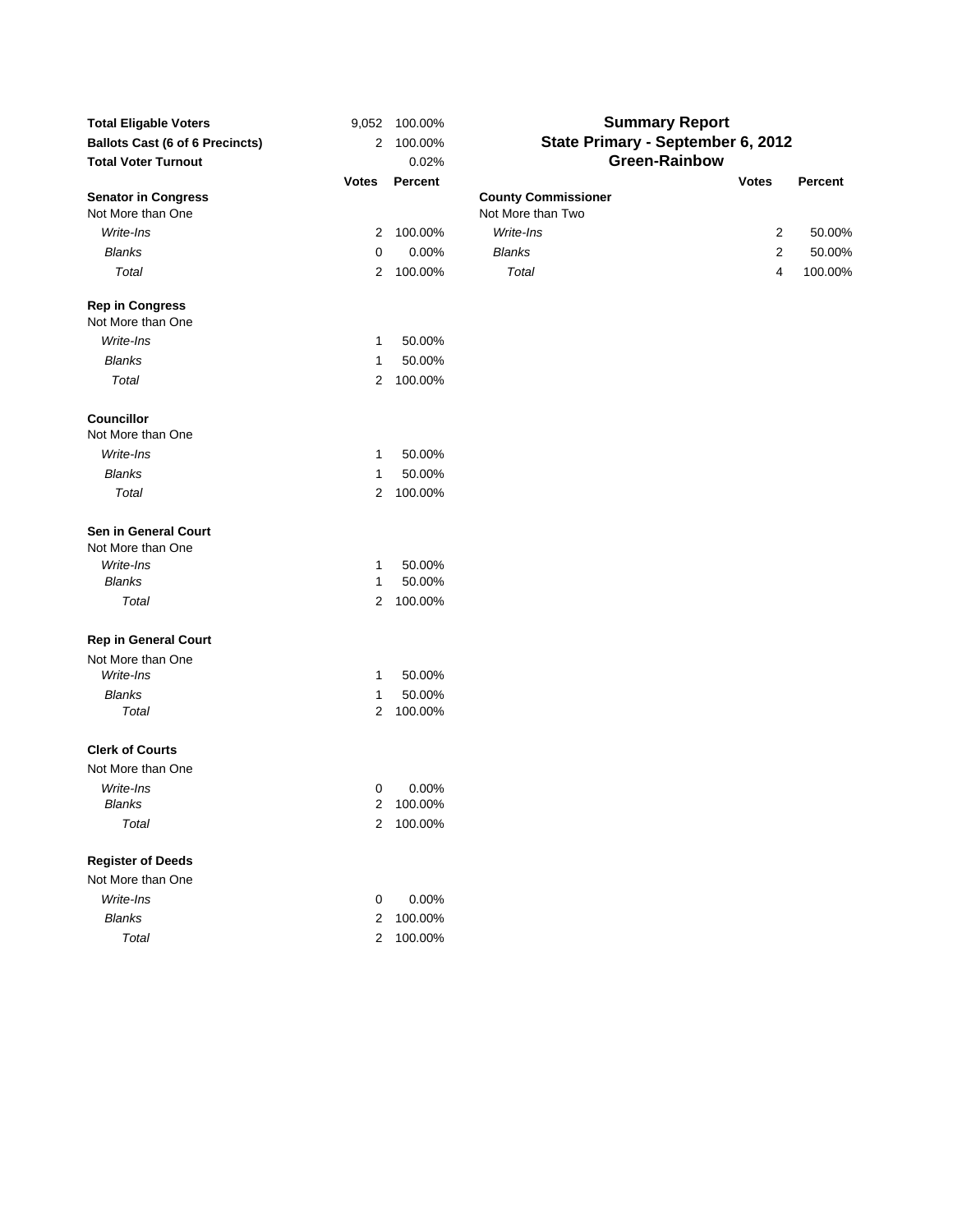# Summary Report
## State Primary - September 6, 2012
## Green-Rainbow

| | | |
|---|---|---|
| **Total Eligable Voters** | 9,052 | 100.00% |
| **Ballots Cast (6 of 6 Precincts)** | 2 | 100.00% |
| **Total Voter Turnout** | | 0.02% |

| | Votes | Percent |
|---|---|---|
| **Senator in Congress** | | |
| Not More than One | | |
| *Write-Ins* | 2 | 100.00% |
| *Blanks* | 0 | 0.00% |
| *Total* | 2 | 100.00% |
| **Rep in Congress** | | |
| Not More than One | | |
| *Write-Ins* | 1 | 50.00% |
| *Blanks* | 1 | 50.00% |
| *Total* | 2 | 100.00% |
| **Councillor** | | |
| Not More than One | | |
| *Write-Ins* | 1 | 50.00% |
| *Blanks* | 1 | 50.00% |
| *Total* | 2 | 100.00% |
| **Sen in General Court** | | |
| Not More than One | | |
| *Write-Ins* | 1 | 50.00% |
| *Blanks* | 1 | 50.00% |
| *Total* | 2 | 100.00% |
| **Rep in General Court** | | |
| Not More than One | | |
| *Write-Ins* | 1 | 50.00% |
| *Blanks* | 1 | 50.00% |
| *Total* | 2 | 100.00% |
| **Clerk of Courts** | | |
| Not More than One | | |
| *Write-Ins* | 0 | 0.00% |
| *Blanks* | 2 | 100.00% |
| *Total* | 2 | 100.00% |
| **Register of Deeds** | | |
| Not More than One | | |
| *Write-Ins* | 0 | 0.00% |
| *Blanks* | 2 | 100.00% |
| *Total* | 2 | 100.00% |

| | Votes | Percent |
|---|---|---|
| **County Commissioner** | | |
| Not More than Two | | |
| *Write-Ins* | 2 | 50.00% |
| *Blanks* | 2 | 50.00% |
| *Total* | 4 | 100.00% |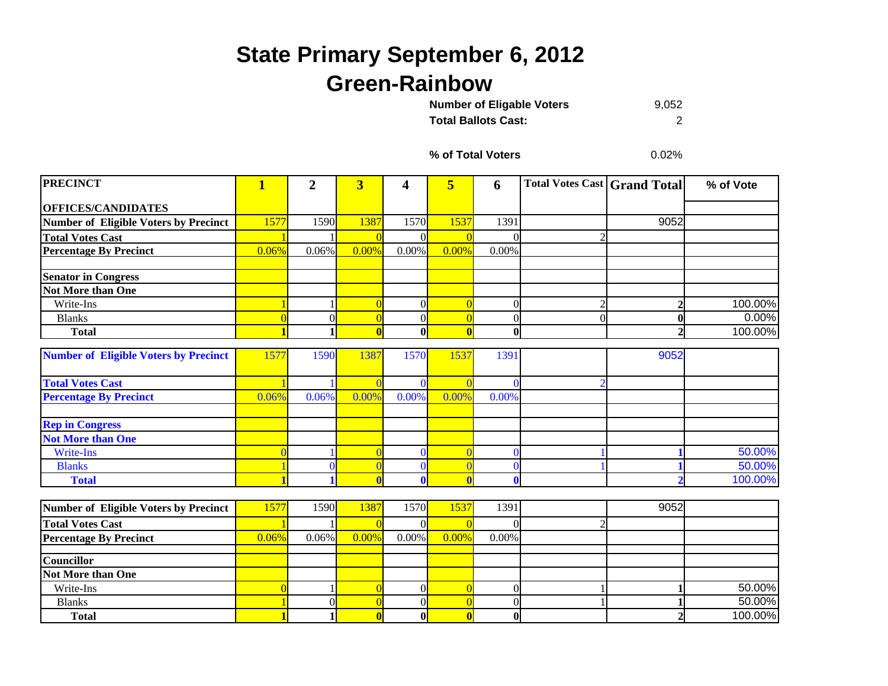# State Primary September 6, 2012

## Green-Rainbow

**Number of Eligable Voters** 9,052

**Total Ballots Cast:** 2

**% of Total Voters** 0.02%

| PRECINCT | 1 | 2 | 3 | 4 | 5 | 6 | Total Votes Cast | Grand Total | % of Vote |
|---|---|---|---|---|---|---|---|---|---|
| OFFICES/CANDIDATES | | | | | | | | | |
| Number of Eligible Voters by Precinct | 1577 | 1590 | 1387 | 1570 | 1537 | 1391 | | 9052 | |
| Total Votes Cast | 1 | 1 | 0 | 0 | 0 | 0 | 2 | | |
| Percentage By Precinct | 0.06% | 0.06% | 0.00% | 0.00% | 0.00% | 0.00% | | | |
| | | | | | | | | | |
| Senator in Congress | | | | | | | | | |
| Not More than One | | | | | | | | | |
| Write-Ins | 1 | 1 | 0 | 0 | 0 | 0 | 2 | **2** | 100.00% |
| Blanks | 0 | 0 | 0 | 0 | 0 | 0 | 0 | **0** | 0.00% |
| **Total** | **1** | **1** | **0** | **0** | **0** | **0** | | **2** | 100.00% |

| | | | | | | | | | |
|---|---|---|---|---|---|---|---|---|---|
| Number of Eligible Voters by Precinct | 1577 | 1590 | 1387 | 1570 | 1537 | 1391 | | 9052 | |
| Total Votes Cast | 1 | 1 | 0 | 0 | 0 | 0 | 2 | | |
| Percentage By Precinct | 0.06% | 0.06% | 0.00% | 0.00% | 0.00% | 0.00% | | | |
| | | | | | | | | | |
| Rep in Congress | | | | | | | | | |
| Not More than One | | | | | | | | | |
| Write-Ins | 0 | 1 | 0 | 0 | 0 | 0 | 1 | **1** | 50.00% |
| Blanks | 1 | 0 | 0 | 0 | 0 | 0 | 1 | **1** | 50.00% |
| **Total** | **1** | **1** | **0** | **0** | **0** | **0** | | **2** | 100.00% |

| | | | | | | | | | |
|---|---|---|---|---|---|---|---|---|---|
| Number of Eligible Voters by Precinct | 1577 | 1590 | 1387 | 1570 | 1537 | 1391 | | 9052 | |
| Total Votes Cast | 1 | 1 | 0 | 0 | 0 | 0 | 2 | | |
| Percentage By Precinct | 0.06% | 0.06% | 0.00% | 0.00% | 0.00% | 0.00% | | | |
| | | | | | | | | | |
| Councillor | | | | | | | | | |
| Not More than One | | | | | | | | | |
| Write-Ins | 0 | 1 | 0 | 0 | 0 | 0 | 1 | **1** | 50.00% |
| Blanks | 1 | 0 | 0 | 0 | 0 | 0 | 1 | **1** | 50.00% |
| **Total** | **1** | **1** | **0** | **0** | **0** | **0** | | **2** | 100.00% |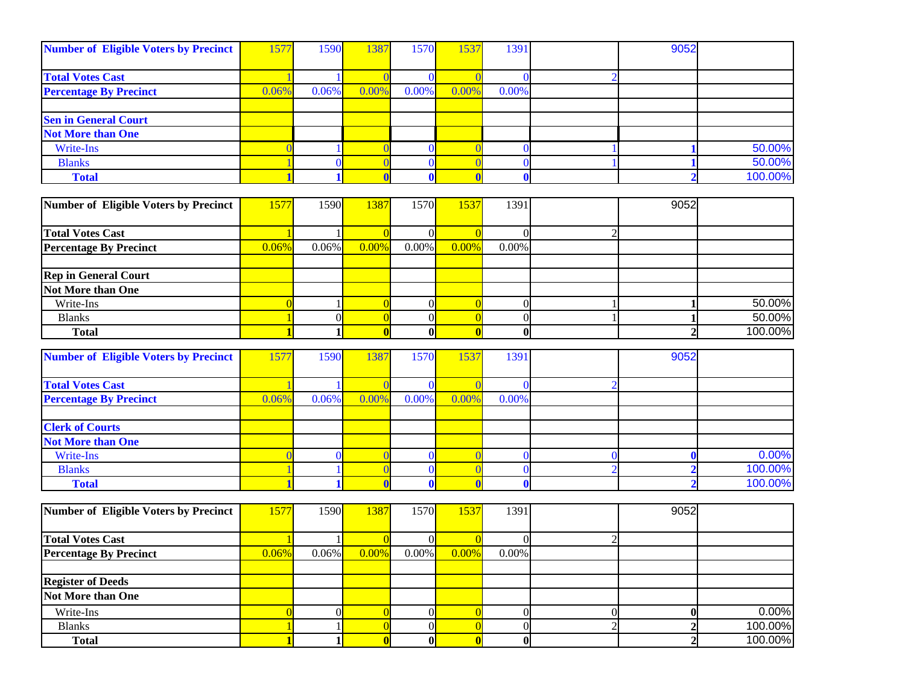| Number of Eligible Voters by Precinct | 1577 | 1590 | 1387 | 1570 | 1537 | 1391 | | 9052 | |
|---|---|---|---|---|---|---|---|---|---|
| Total Votes Cast | 1 | 1 | 0 | 0 | 0 | 0 | 2 | | |
| Percentage By Precinct | 0.06% | 0.06% | 0.00% | 0.00% | 0.00% | 0.00% | | | |
| | | | | | | | | | |
| Sen in General Court | | | | | | | | | |
| Not More than One | | | | | | | | | |
| Write-Ins | 0 | 1 | 0 | 0 | 0 | 0 | 1 | **1** | 50.00% |
| Blanks | 1 | 0 | 0 | 0 | 0 | 0 | 1 | **1** | 50.00% |
| **Total** | **1** | **1** | **0** | **0** | **0** | **0** | | **2** | 100.00% |

| Number of Eligible Voters by Precinct | 1577 | 1590 | 1387 | 1570 | 1537 | 1391 | | 9052 | |
|---|---|---|---|---|---|---|---|---|---|
| Total Votes Cast | 1 | 1 | 0 | 0 | 0 | 0 | 2 | | |
| Percentage By Precinct | 0.06% | 0.06% | 0.00% | 0.00% | 0.00% | 0.00% | | | |
| | | | | | | | | | |
| Rep in General Court | | | | | | | | | |
| Not More than One | | | | | | | | | |
| Write-Ins | 0 | 1 | 0 | 0 | 0 | 0 | 1 | **1** | 50.00% |
| Blanks | 1 | 0 | 0 | 0 | 0 | 0 | 1 | **1** | 50.00% |
| **Total** | **1** | **1** | **0** | **0** | **0** | **0** | | **2** | 100.00% |

| Number of Eligible Voters by Precinct | 1577 | 1590 | 1387 | 1570 | 1537 | 1391 | | 9052 | |
|---|---|---|---|---|---|---|---|---|---|
| Total Votes Cast | 1 | 1 | 0 | 0 | 0 | 0 | 2 | | |
| Percentage By Precinct | 0.06% | 0.06% | 0.00% | 0.00% | 0.00% | 0.00% | | | |
| | | | | | | | | | |
| Clerk of Courts | | | | | | | | | |
| Not More than One | | | | | | | | | |
| Write-Ins | 0 | 0 | 0 | 0 | 0 | 0 | 0 | **0** | 0.00% |
| Blanks | 1 | 1 | 0 | 0 | 0 | 0 | 2 | **2** | 100.00% |
| **Total** | **1** | **1** | **0** | **0** | **0** | **0** | | **2** | 100.00% |

| Number of Eligible Voters by Precinct | 1577 | 1590 | 1387 | 1570 | 1537 | 1391 | | 9052 | |
|---|---|---|---|---|---|---|---|---|---|
| Total Votes Cast | 1 | 1 | 0 | 0 | 0 | 0 | 2 | | |
| Percentage By Precinct | 0.06% | 0.06% | 0.00% | 0.00% | 0.00% | 0.00% | | | |
| | | | | | | | | | |
| Register of Deeds | | | | | | | | | |
| Not More than One | | | | | | | | | |
| Write-Ins | 0 | 0 | 0 | 0 | 0 | 0 | 0 | **0** | 0.00% |
| Blanks | 1 | 1 | 0 | 0 | 0 | 0 | 2 | **2** | 100.00% |
| **Total** | **1** | **1** | **0** | **0** | **0** | **0** | | **2** | 100.00% |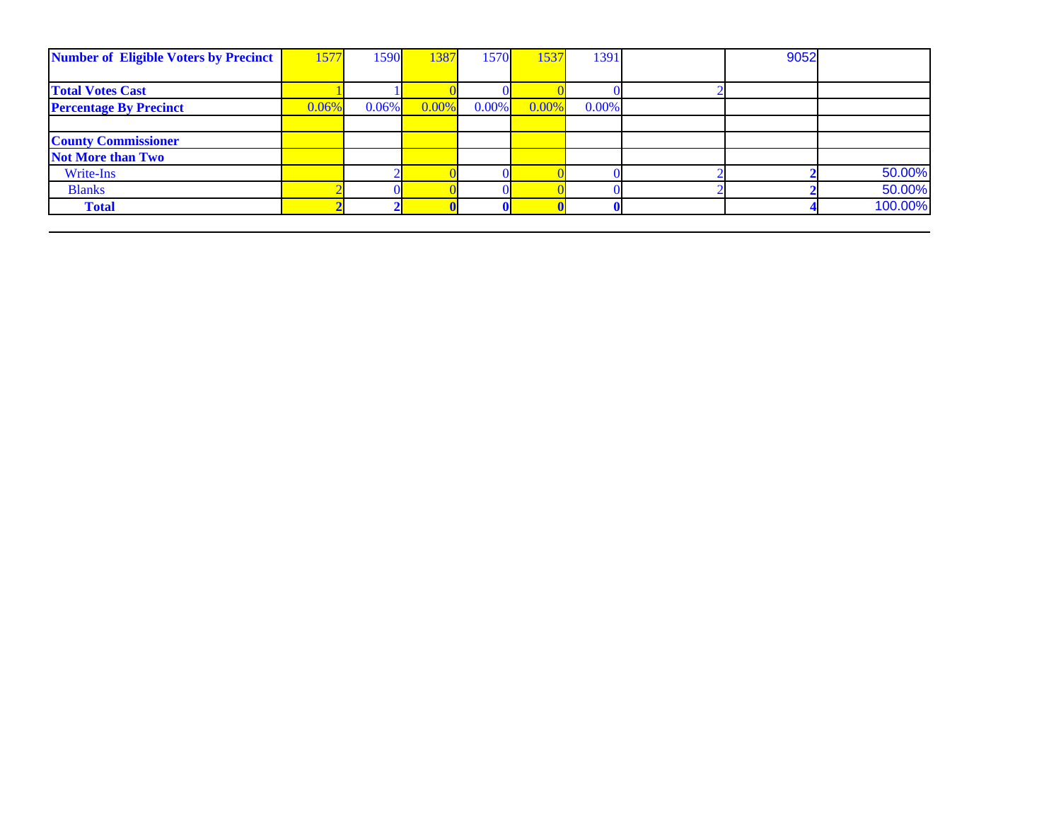| | | | | | | | | | |
|---|---|---|---|---|---|---|---|---|---|
| **Number of Eligible Voters by Precinct** | 1577 | 1590 | 1387 | 1570 | 1537 | 1391 | | 9052 | |
| **Total Votes Cast** | 1 | 1 | 0 | 0 | 0 | 0 | 2 | | |
| **Percentage By Precinct** | 0.06% | 0.06% | 0.00% | 0.00% | 0.00% | 0.00% | | | |
| | | | | | | | | | |
| **County Commissioner** | | | | | | | | | |
| **Not More than Two** | | | | | | | | | |
| Write-Ins | | 2 | 0 | 0 | 0 | 0 | 2 | **2** | 50.00% |
| Blanks | 2 | 0 | 0 | 0 | 0 | 0 | 2 | **2** | 50.00% |
| **Total** | **2** | **2** | **0** | **0** | **0** | **0** | | **4** | 100.00% |